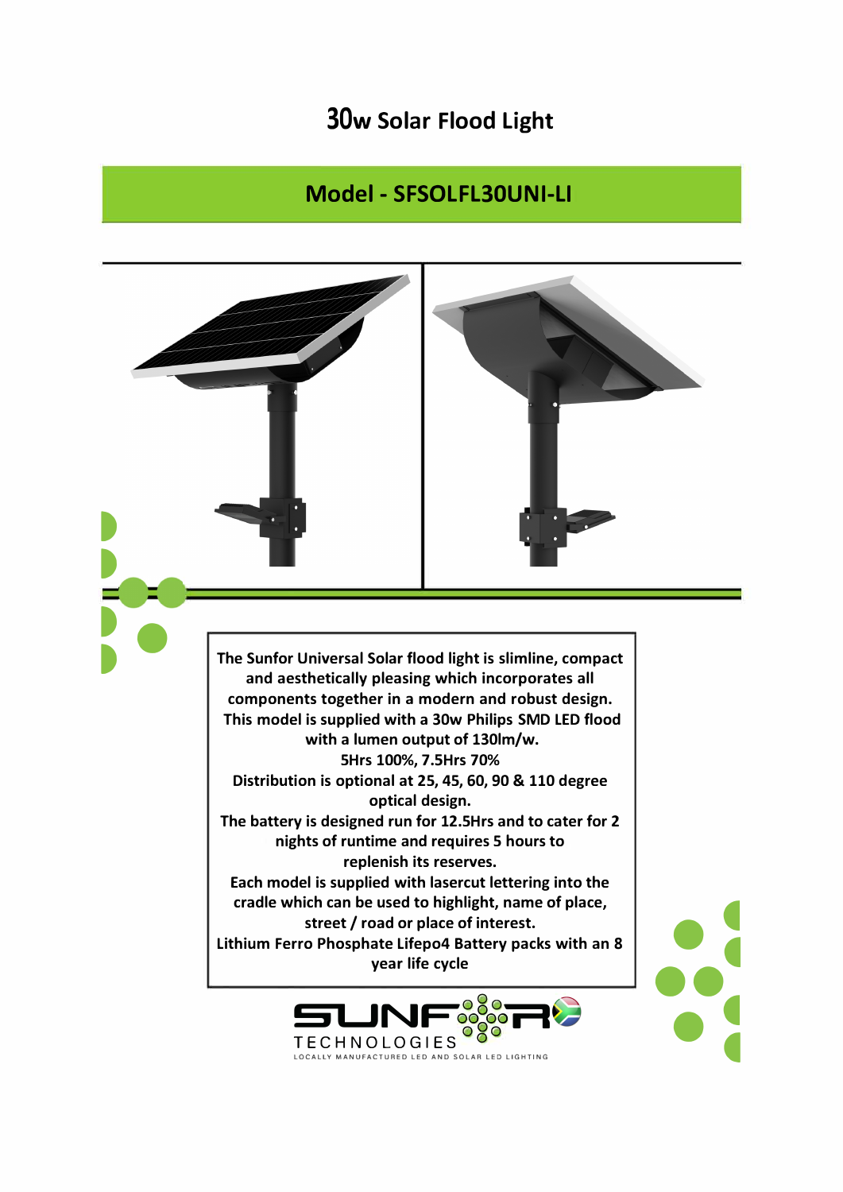# 30w Solar Flood Light

## Model - SFSOLFL30UNI-LI

**The Sunfor Universal Solar flood light is slimline, compact and aesthetically pleasing which incorporates all components together in a modern and robust design.**
**This model is supplied with a 30w Philips SMD LED flood with a lumen output of 130lm/w.**
**5Hrs 100%, 7.5Hrs 70%**
**Distribution is optional at 25, 45, 60, 90 & 110 degree optical design.**
**The battery is designed run for 12.5Hrs and to cater for 2 nights of runtime and requires 5 hours to replenish its reserves.**
**Each model is supplied with lasercut lettering into the cradle which can be used to highlight, name of place, street / road or place of interest.**
**Lithium Ferro Phosphate Lifepo4 Battery packs with an 8 year life cycle**

SUNFOR TECHNOLOGIES
LOCALLY MANUFACTURED LED AND SOLAR LED LIGHTING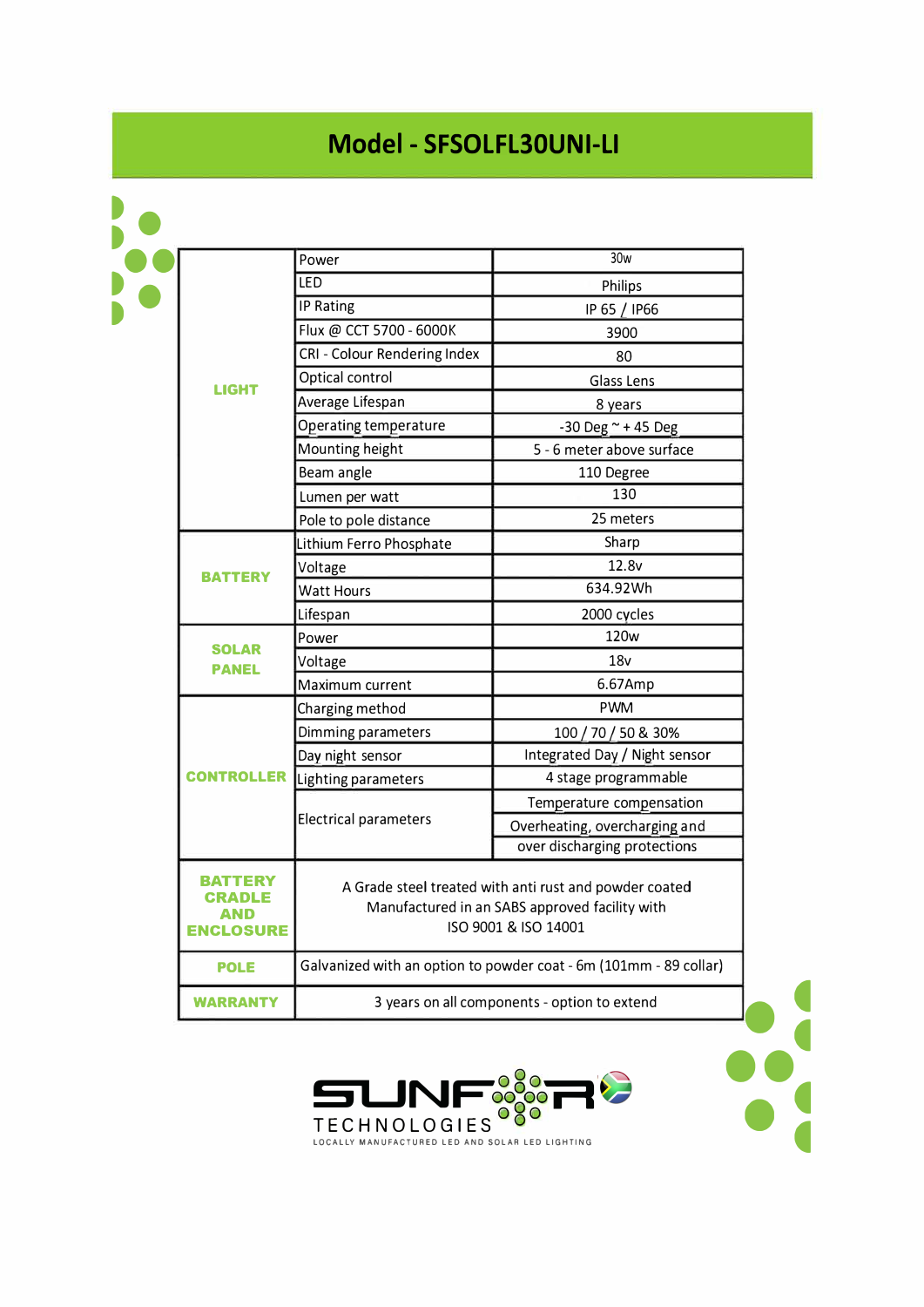# Model - SFSOLFL30UNI-LI

| | | |
|---|---|---|
| LIGHT | Power | 30w |
| | LED | Philips |
| | IP Rating | IP 65 / IP66 |
| | Flux @ CCT 5700 - 6000K | 3900 |
| | CRI - Colour Rendering Index | 80 |
| | Optical control | Glass Lens |
| | Average Lifespan | 8 years |
| | Operating temperature | -30 Deg ~ + 45 Deg |
| | Mounting height | 5 - 6 meter above surface |
| | Beam angle | 110 Degree |
| | Lumen per watt | 130 |
| | Pole to pole distance | 25 meters |
| BATTERY | Lithium Ferro Phosphate | Sharp |
| | Voltage | 12.8v |
| | Watt Hours | 634.92Wh |
| | Lifespan | 2000 cycles |
| SOLAR PANEL | Power | 120w |
| | Voltage | 18v |
| | Maximum current | 6.67Amp |
| CONTROLLER | Charging method | PWM |
| | Dimming parameters | 100 / 70 / 50 & 30% |
| | Day night sensor | Integrated Day / Night sensor |
| | Lighting parameters | 4 stage programmable |
| | Electrical parameters | Temperature compensation<br>Overheating, overcharging and over discharging protections |
| BATTERY CRADLE AND ENCLOSURE | A Grade steel treated with anti rust and powder coated Manufactured in an SABS approved facility with ISO 9001 & ISO 14001 | |
| POLE | Galvanized with an option to powder coat - 6m (101mm - 89 collar) | |
| WARRANTY | 3 years on all components - option to extend | |

SUNFOR TECHNOLOGIES

LOCALLY MANUFACTURED LED AND SOLAR LED LIGHTING